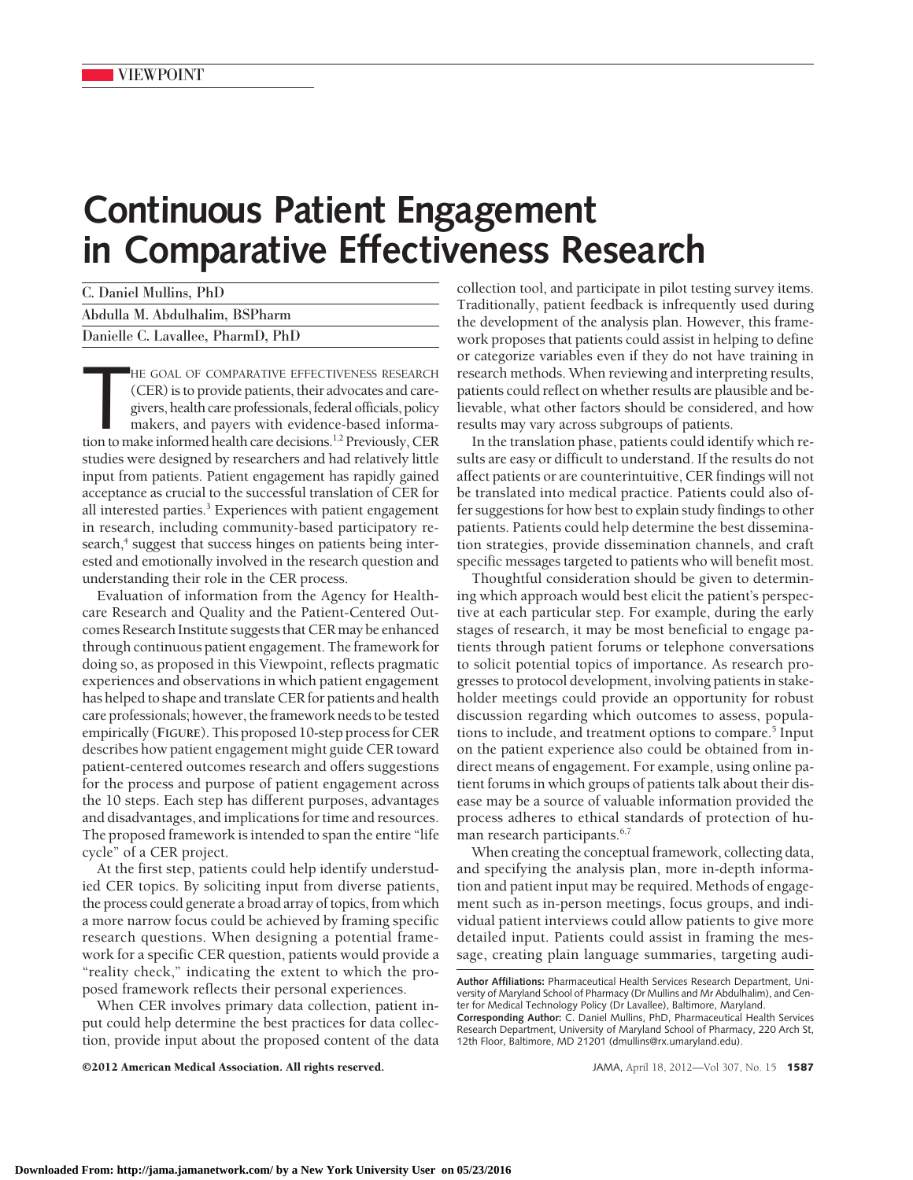VIEWPOINT

# Continuous Patient Engagement in Comparative Effectiveness Research

C. Daniel Mullins, PhD

Abdulla M. Abdulhalim, BSPharm

Danielle C. Lavallee, PharmD, PhD

THE GOAL OF COMPARATIVE EFFECTIVENESS RESEARCH (CER) is to provide patients, their advocates and caregivers, health care professionals, federal officials, policy makers, and payers with evidence-based information to make informed health care decisions.[1,2] Previously, CER studies were designed by researchers and had relatively little input from patients. Patient engagement has rapidly gained acceptance as crucial to the successful translation of CER for all interested parties.[3] Experiences with patient engagement in research, including community-based participatory research,[4] suggest that success hinges on patients being interested and emotionally involved in the research question and understanding their role in the CER process.

Evaluation of information from the Agency for Healthcare Research and Quality and the Patient-Centered Outcomes Research Institute suggests that CER may be enhanced through continuous patient engagement. The framework for doing so, as proposed in this Viewpoint, reflects pragmatic experiences and observations in which patient engagement has helped to shape and translate CER for patients and health care professionals; however, the framework needs to be tested empirically (FIGURE). This proposed 10-step process for CER describes how patient engagement might guide CER toward patient-centered outcomes research and offers suggestions for the process and purpose of patient engagement across the 10 steps. Each step has different purposes, advantages and disadvantages, and implications for time and resources. The proposed framework is intended to span the entire "life cycle" of a CER project.

At the first step, patients could help identify understudied CER topics. By soliciting input from diverse patients, the process could generate a broad array of topics, from which a more narrow focus could be achieved by framing specific research questions. When designing a potential framework for a specific CER question, patients would provide a "reality check," indicating the extent to which the proposed framework reflects their personal experiences.

When CER involves primary data collection, patient input could help determine the best practices for data collection, provide input about the proposed content of the data collection tool, and participate in pilot testing survey items. Traditionally, patient feedback is infrequently used during the development of the analysis plan. However, this framework proposes that patients could assist in helping to define or categorize variables even if they do not have training in research methods. When reviewing and interpreting results, patients could reflect on whether results are plausible and believable, what other factors should be considered, and how results may vary across subgroups of patients.

In the translation phase, patients could identify which results are easy or difficult to understand. If the results do not affect patients or are counterintuitive, CER findings will not be translated into medical practice. Patients could also offer suggestions for how best to explain study findings to other patients. Patients could help determine the best dissemination strategies, provide dissemination channels, and craft specific messages targeted to patients who will benefit most.

Thoughtful consideration should be given to determining which approach would best elicit the patient's perspective at each particular step. For example, during the early stages of research, it may be most beneficial to engage patients through patient forums or telephone conversations to solicit potential topics of importance. As research progresses to protocol development, involving patients in stakeholder meetings could provide an opportunity for robust discussion regarding which outcomes to assess, populations to include, and treatment options to compare.[5] Input on the patient experience also could be obtained from indirect means of engagement. For example, using online patient forums in which groups of patients talk about their disease may be a source of valuable information provided the process adheres to ethical standards of protection of human research participants.[6,7]

When creating the conceptual framework, collecting data, and specifying the analysis plan, more in-depth information and patient input may be required. Methods of engagement such as in-person meetings, focus groups, and individual patient interviews could allow patients to give more detailed input. Patients could assist in framing the message, creating plain language summaries, targeting audi-

**Author Affiliations:** Pharmaceutical Health Services Research Department, University of Maryland School of Pharmacy (Dr Mullins and Mr Abdulhalim), and Center for Medical Technology Policy (Dr Lavallee), Baltimore, Maryland.

**Corresponding Author:** C. Daniel Mullins, PhD, Pharmaceutical Health Services Research Department, University of Maryland School of Pharmacy, 220 Arch St, 12th Floor, Baltimore, MD 21201 (dmullins@rx.umaryland.edu).

©2012 American Medical Association. All rights reserved.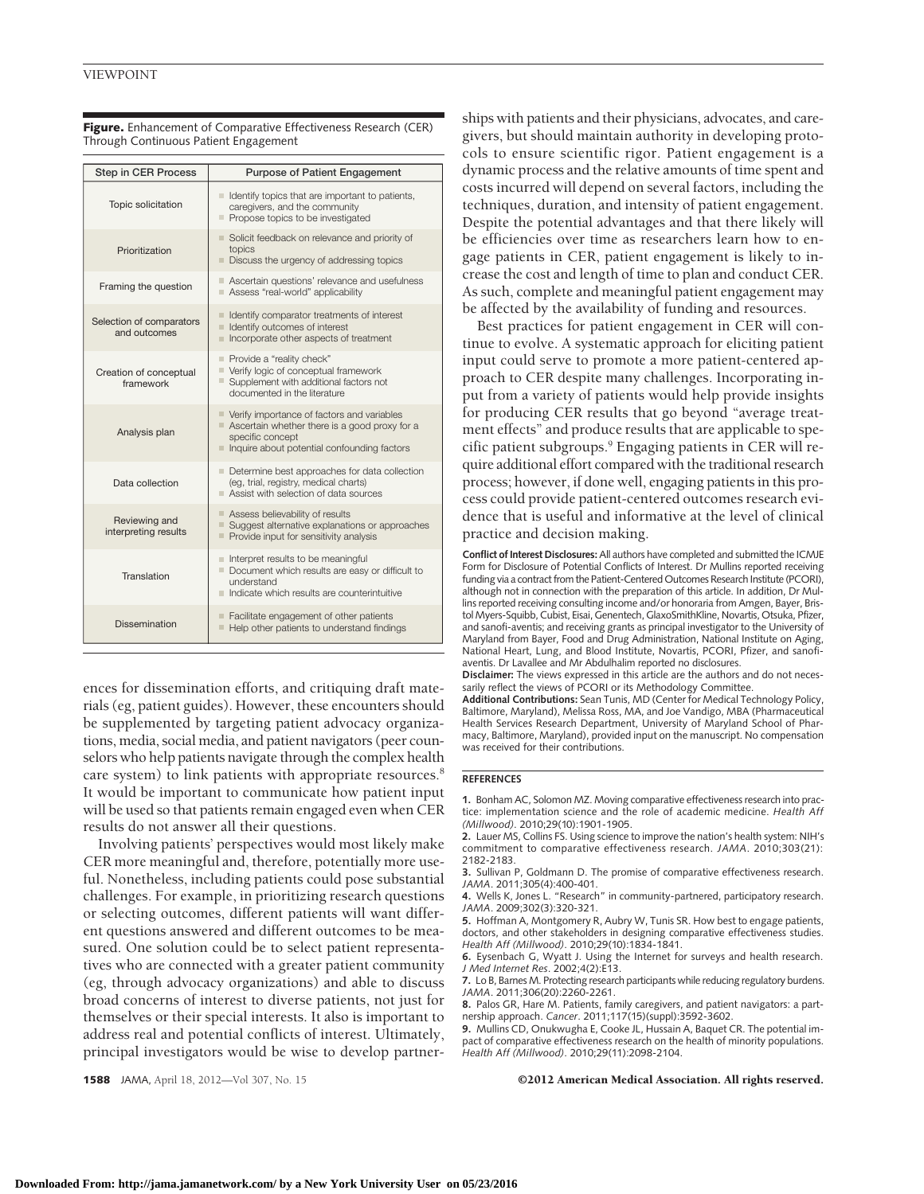**Figure.** Enhancement of Comparative Effectiveness Research (CER) Through Continuous Patient Engagement

| Step in CER Process | Purpose of Patient Engagement |
|---|---|
| Topic solicitation | ▪ Identify topics that are important to patients, caregivers, and the community<br>▪ Propose topics to be investigated |
| Prioritization | ▪ Solicit feedback on relevance and priority of topics<br>▪ Discuss the urgency of addressing topics |
| Framing the question | ▪ Ascertain questions' relevance and usefulness<br>▪ Assess "real-world" applicability |
| Selection of comparators and outcomes | ▪ Identify comparator treatments of interest<br>▪ Identify outcomes of interest<br>▪ Incorporate other aspects of treatment |
| Creation of conceptual framework | ▪ Provide a "reality check"<br>▪ Verify logic of conceptual framework<br>▪ Supplement with additional factors not documented in the literature |
| Analysis plan | ▪ Verify importance of factors and variables<br>▪ Ascertain whether there is a good proxy for a specific concept<br>▪ Inquire about potential confounding factors |
| Data collection | ▪ Determine best approaches for data collection (eg, trial, registry, medical charts)<br>▪ Assist with selection of data sources |
| Reviewing and interpreting results | ▪ Assess believability of results<br>▪ Suggest alternative explanations or approaches<br>▪ Provide input for sensitivity analysis |
| Translation | ▪ Interpret results to be meaningful<br>▪ Document which results are easy or difficult to understand<br>▪ Indicate which results are counterintuitive |
| Dissemination | ▪ Facilitate engagement of other patients<br>▪ Help other patients to understand findings |

ences for dissemination efforts, and critiquing draft materials (eg, patient guides). However, these encounters should be supplemented by targeting patient advocacy organizations, media, social media, and patient navigators (peer counselors who help patients navigate through the complex health care system) to link patients with appropriate resources.[8] It would be important to communicate how patient input will be used so that patients remain engaged even when CER results do not answer all their questions.

Involving patients' perspectives would most likely make CER more meaningful and, therefore, potentially more useful. Nonetheless, including patients could pose substantial challenges. For example, in prioritizing research questions or selecting outcomes, different patients will want different questions answered and different outcomes to be measured. One solution could be to select patient representatives who are connected with a greater patient community (eg, through advocacy organizations) and able to discuss broad concerns of interest to diverse patients, not just for themselves or their special interests. It also is important to address real and potential conflicts of interest. Ultimately, principal investigators would be wise to develop partnerships with patients and their physicians, advocates, and caregivers, but should maintain authority in developing protocols to ensure scientific rigor. Patient engagement is a dynamic process and the relative amounts of time spent and costs incurred will depend on several factors, including the techniques, duration, and intensity of patient engagement. Despite the potential advantages and that there likely will be efficiencies over time as researchers learn how to engage patients in CER, patient engagement is likely to increase the cost and length of time to plan and conduct CER. As such, complete and meaningful patient engagement may be affected by the availability of funding and resources.

Best practices for patient engagement in CER will continue to evolve. A systematic approach for eliciting patient input could serve to promote a more patient-centered approach to CER despite many challenges. Incorporating input from a variety of patients would help provide insights for producing CER results that go beyond "average treatment effects" and produce results that are applicable to specific patient subgroups.[9] Engaging patients in CER will require additional effort compared with the traditional research process; however, if done well, engaging patients in this process could provide patient-centered outcomes research evidence that is useful and informative at the level of clinical practice and decision making.

**Conflict of Interest Disclosures:** All authors have completed and submitted the ICMJE Form for Disclosure of Potential Conflicts of Interest. Dr Mullins reported receiving funding via a contract from the Patient-Centered Outcomes Research Institute (PCORI), although not in connection with the preparation of this article. In addition, Dr Mullins reported receiving consulting income and/or honoraria from Amgen, Bayer, Bristol Myers-Squibb, Cubist, Eisai, Genentech, GlaxoSmithKline, Novartis, Otsuka, Pfizer, and sanofi-aventis; and receiving grants as principal investigator to the University of Maryland from Bayer, Food and Drug Administration, National Institute on Aging, National Heart, Lung, and Blood Institute, Novartis, PCORI, Pfizer, and sanofi-aventis. Dr Lavallee and Mr Abdulhalim reported no disclosures.

**Disclaimer:** The views expressed in this article are the authors and do not necessarily reflect the views of PCORI or its Methodology Committee.

**Additional Contributions:** Sean Tunis, MD (Center for Medical Technology Policy, Baltimore, Maryland), Melissa Ross, MA, and Joe Vandigo, MBA (Pharmaceutical Health Services Research Department, University of Maryland School of Pharmacy, Baltimore, Maryland), provided input on the manuscript. No compensation was received for their contributions.

## REFERENCES

1. Bonham AC, Solomon MZ. Moving comparative effectiveness research into practice: implementation science and the role of academic medicine. *Health Aff (Millwood)*. 2010;29(10):1901-1905.
2. Lauer MS, Collins FS. Using science to improve the nation's health system: NIH's commitment to comparative effectiveness research. *JAMA*. 2010;303(21):2182-2183.
3. Sullivan P, Goldmann D. The promise of comparative effectiveness research. *JAMA*. 2011;305(4):400-401.
4. Wells K, Jones L. "Research" in community-partnered, participatory research. *JAMA*. 2009;302(3):320-321.
5. Hoffman A, Montgomery R, Aubry W, Tunis SR. How best to engage patients, doctors, and other stakeholders in designing comparative effectiveness studies. *Health Aff (Millwood)*. 2010;29(10):1834-1841.
6. Eysenbach G, Wyatt J. Using the Internet for surveys and health research. *J Med Internet Res*. 2002;4(2):E13.
7. Lo B, Barnes M. Protecting research participants while reducing regulatory burdens. *JAMA*. 2011;306(20):2260-2261.
8. Palos GR, Hare M. Patients, family caregivers, and patient navigators: a partnership approach. *Cancer*. 2011;117(15)(suppl):3592-3602.
9. Mullins CD, Onukwugha E, Cooke JL, Hussain A, Baquet CR. The potential impact of comparative effectiveness research on the health of minority populations. *Health Aff (Millwood)*. 2010;29(11):2098-2104.